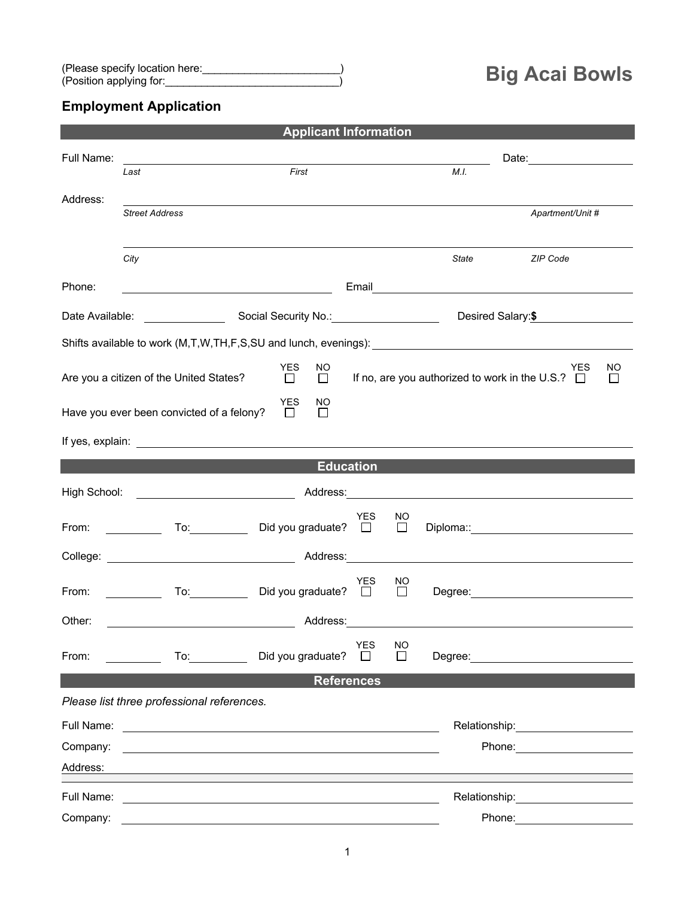(Please specify location here:_______________________)
(Position applying for:_____________________________)

# Big Acai Bowls

## Employment Application

### Applicant Information

Full Name: ________________________________________________ Date: ______________
*Last* *First* *M.I.*

Address: ________________________________________________________________
*Street Address* *Apartment/Unit #*

________________________________________________________________
*City* *State* *ZIP Code*

Phone: ______________________ Email ______________________________

Date Available: __________ Social Security No.: ______________ Desired Salary: $__________

Shifts available to work (M,T,W,TH,F,S,SU and lunch, evenings): ______________________________

Are you a citizen of the United States? YES ☐ NO ☐ If no, are you authorized to work in the U.S.? YES ☐ NO ☐

Have you ever been convicted of a felony? YES ☐ NO ☐

If yes, explain: ________________________________________________________________

### Education

High School: ______________________ Address: ______________________________

From: ________ To: ________ Did you graduate? YES ☐ NO ☐ Diploma:: ______________________

College: ______________________ Address: ______________________________

From: ________ To: ________ Did you graduate? YES ☐ NO ☐ Degree: ______________________

Other: ______________________ Address: ______________________________

From: ________ To: ________ Did you graduate? YES ☐ NO ☐ Degree: ______________________

### References

*Please list three professional references.*

Full Name: ________________________________________ Relationship: ______________

Company: ________________________________________ Phone: ______________

Address: ________________________________________________________________

Full Name: ________________________________________ Relationship: ______________

Company: ________________________________________ Phone: ______________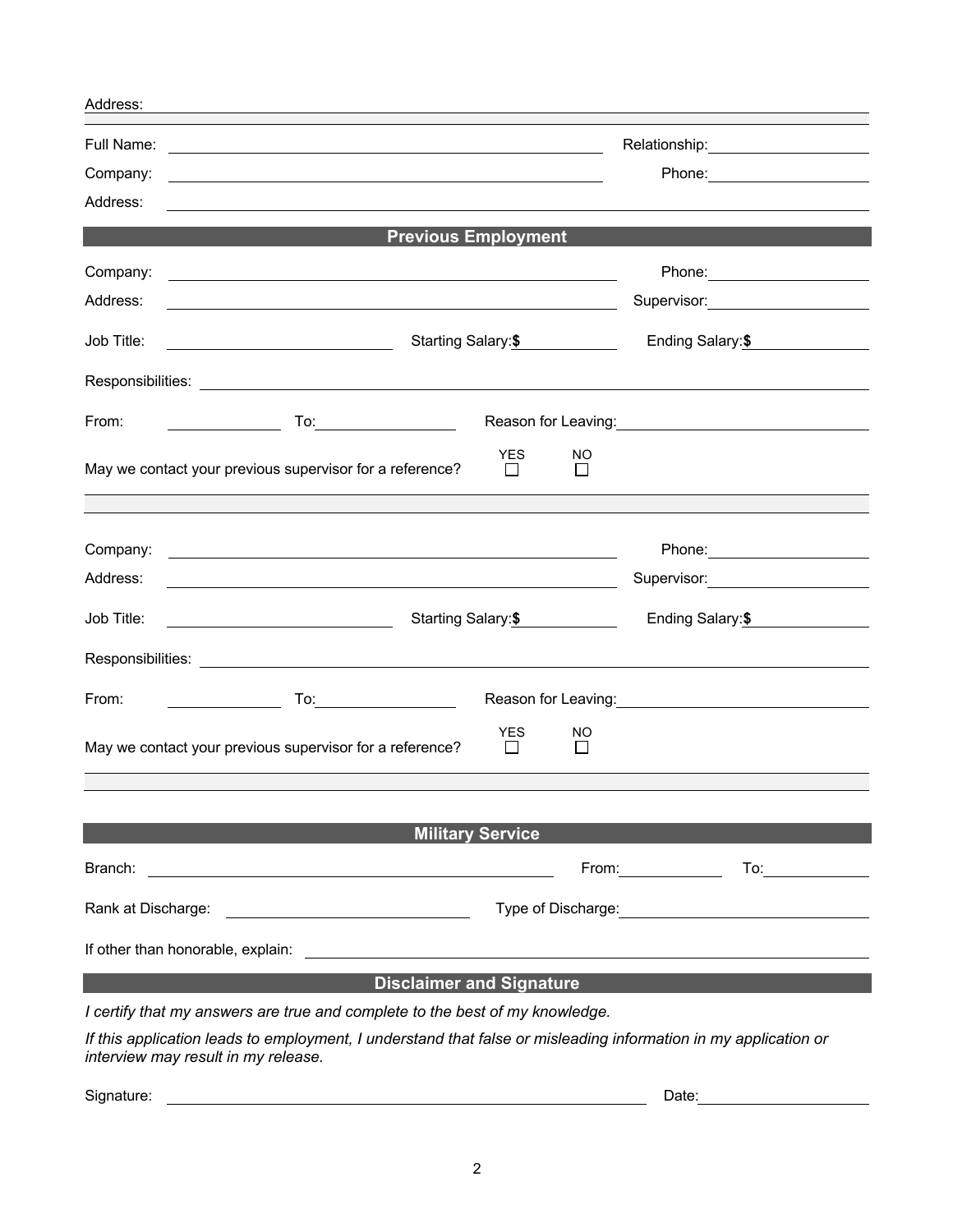Address: ______________________________________________

Full Name: ______________________________ Relationship: ______________

Company: ______________________________ Phone: ______________

Address: ______________________________________________

## Previous Employment

Company: ______________________________ Phone: ______________

Address: ______________________________ Supervisor: ______________

Job Title: ______________ Starting Salary: **$** ______________ Ending Salary: **$** ______________

Responsibilities: ______________________________________________

From: ______________ To: ______________ Reason for Leaving: ______________

May we contact your previous supervisor for a reference? YES ☐ NO ☐

---

Company: ______________________________ Phone: ______________

Address: ______________________________ Supervisor: ______________

Job Title: ______________ Starting Salary: **$** ______________ Ending Salary: **$** ______________

Responsibilities: ______________________________________________

From: ______________ To: ______________ Reason for Leaving: ______________

May we contact your previous supervisor for a reference? YES ☐ NO ☐

---

## Military Service

Branch: ______________________________ From: ______________ To: ______________

Rank at Discharge: ______________ Type of Discharge: ______________

If other than honorable, explain: ______________________________________________

## Disclaimer and Signature

*I certify that my answers are true and complete to the best of my knowledge.*

*If this application leads to employment, I understand that false or misleading information in my application or interview may result in my release.*

Signature: ______________________________ Date: ______________